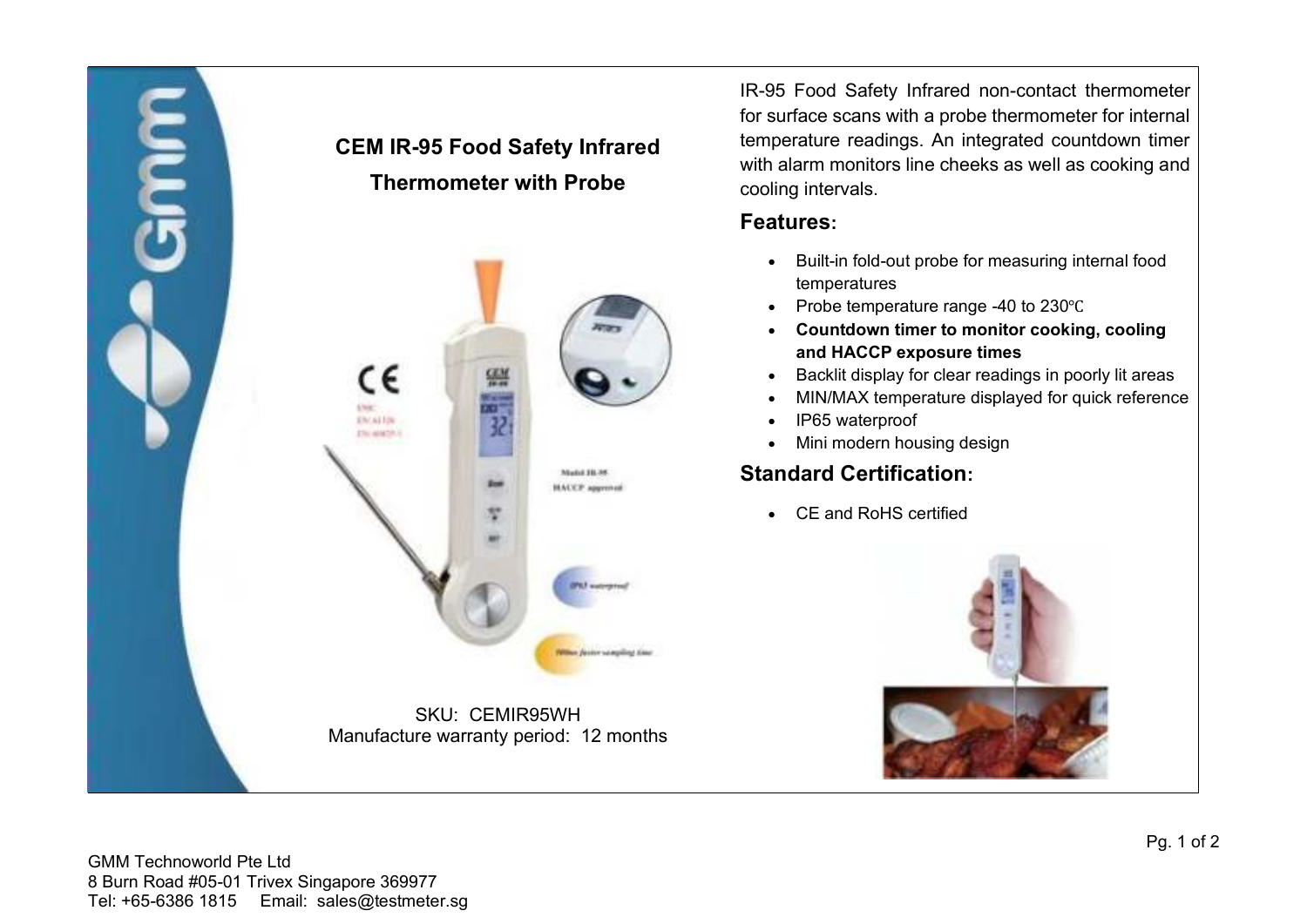# CEM IR-95 Food Safety Infrared Thermometer with Probe

SKU: CEMIR95WH
Manufacture warranty period: 12 months

IR-95 Food Safety Infrared non-contact thermometer for surface scans with a probe thermometer for internal temperature readings. An integrated countdown timer with alarm monitors line cheeks as well as cooking and cooling intervals.

## Features:

- Built-in fold-out probe for measuring internal food temperatures
- Probe temperature range -40 to 230℃
- **Countdown timer to monitor cooking, cooling and HACCP exposure times**
- Backlit display for clear readings in poorly lit areas
- MIN/MAX temperature displayed for quick reference
- IP65 waterproof
- Mini modern housing design

## Standard Certification:

- CE and RoHS certified

GMM Technoworld Pte Ltd
8 Burn Road #05-01 Trivex Singapore 369977
Tel: +65-6386 1815 Email: sales@testmeter.sg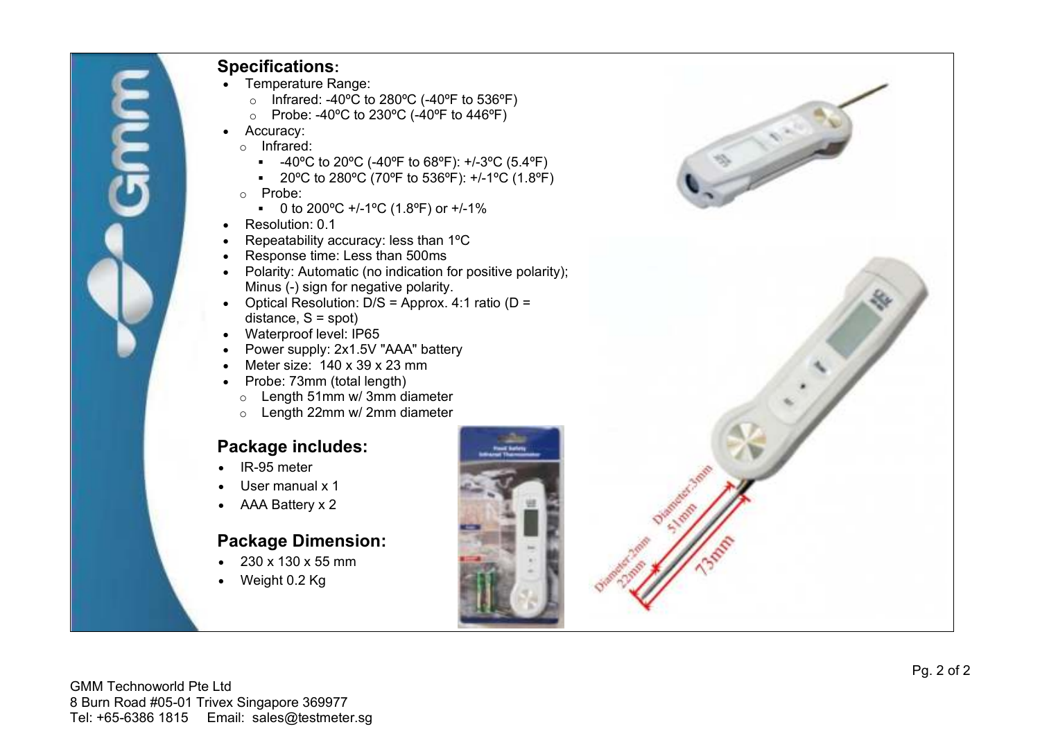## Specifications:

- Temperature Range:
  - Infrared: -40ºC to 280ºC (-40ºF to 536ºF)
  - Probe: -40ºC to 230ºC (-40ºF to 446ºF)
- Accuracy:
  - Infrared:
    - -40ºC to 20ºC (-40ºF to 68ºF): +/-3ºC (5.4ºF)
    - 20ºC to 280ºC (70ºF to 536ºF): +/-1ºC (1.8ºF)
  - Probe:
    - 0 to 200ºC +/-1ºC (1.8ºF) or +/-1%
- Resolution: 0.1
- Repeatability accuracy: less than 1ºC
- Response time: Less than 500ms
- Polarity: Automatic (no indication for positive polarity); Minus (-) sign for negative polarity.
- Optical Resolution: D/S = Approx. 4:1 ratio (D = distance, S = spot)
- Waterproof level: IP65
- Power supply: 2x1.5V "AAA" battery
- Meter size: 140 x 39 x 23 mm
- Probe: 73mm (total length)
  - Length 51mm w/ 3mm diameter
  - Length 22mm w/ 2mm diameter

## Package includes:

- IR-95 meter
- User manual x 1
- AAA Battery x 2

## Package Dimension:

- 230 x 130 x 55 mm
- Weight 0.2 Kg

Diameter:3mm
51mm
Diameter:2mm
22mm
73mm

GMM Technoworld Pte Ltd
8 Burn Road #05-01 Trivex Singapore 369977
Tel: +65-6386 1815 Email: sales@testmeter.sg